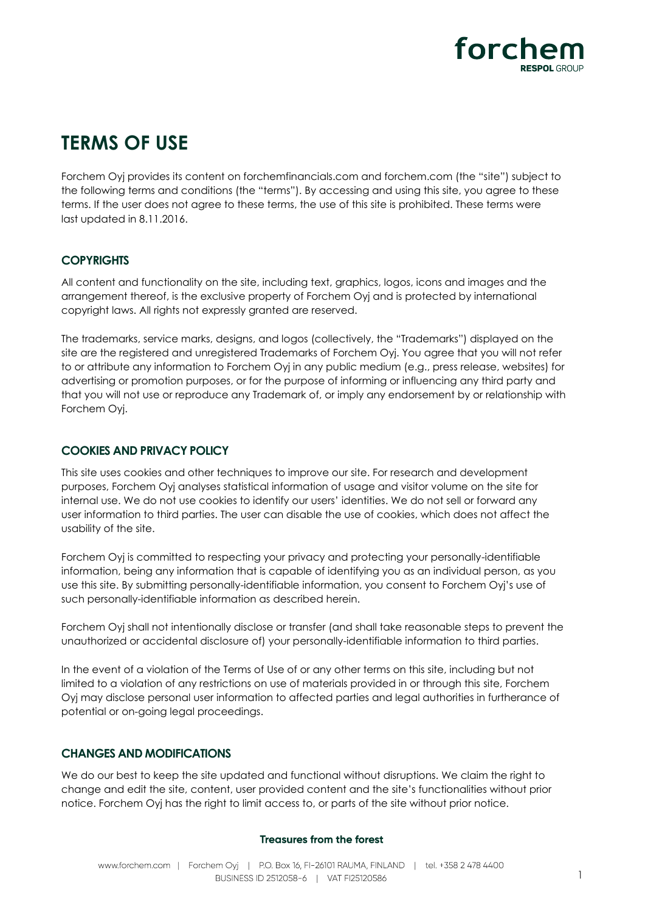# TERMS OF USE

Forchem Oyj provides its content on forchemfinancials.com and forchem.com (the "site") subject to the following terms and conditions (the "terms"). By accessing and using this site, you agree to these terms. If the user does not agree to these terms, the use of this site is prohibited. These terms were last updated in 8.11.2016.

## COPYRIGHTS

All content and functionality on the site, including text, graphics, logos, icons and images and the arrangement thereof, is the exclusive property of Forchem Oyj and is protected by international copyright laws. All rights not expressly granted are reserved.

The trademarks, service marks, designs, and logos (collectively, the "Trademarks") displayed on the site are the registered and unregistered Trademarks of Forchem Oyj. You agree that you will not refer to or attribute any information to Forchem Oyj in any public medium (e.g., press release, websites) for advertising or promotion purposes, or for the purpose of informing or influencing any third party and that you will not use or reproduce any Trademark of, or imply any endorsement by or relationship with Forchem Oyj.

## COOKIES AND PRIVACY POLICY

This site uses cookies and other techniques to improve our site. For research and development purposes, Forchem Oyj analyses statistical information of usage and visitor volume on the site for internal use. We do not use cookies to identify our users' identities. We do not sell or forward any user information to third parties. The user can disable the use of cookies, which does not affect the usability of the site.

Forchem Oyj is committed to respecting your privacy and protecting your personally-identifiable information, being any information that is capable of identifying you as an individual person, as you use this site. By submitting personally-identifiable information, you consent to Forchem Oyj's use of such personally-identifiable information as described herein.

Forchem Oyj shall not intentionally disclose or transfer (and shall take reasonable steps to prevent the unauthorized or accidental disclosure of) your personally-identifiable information to third parties.

In the event of a violation of the Terms of Use of or any other terms on this site, including but not limited to a violation of any restrictions on use of materials provided in or through this site, Forchem Oyj may disclose personal user information to affected parties and legal authorities in furtherance of potential or on-going legal proceedings.

## CHANGES AND MODIFICATIONS

We do our best to keep the site updated and functional without disruptions. We claim the right to change and edit the site, content, user provided content and the site's functionalities without prior notice. Forchem Oyj has the right to limit access to, or parts of the site without prior notice.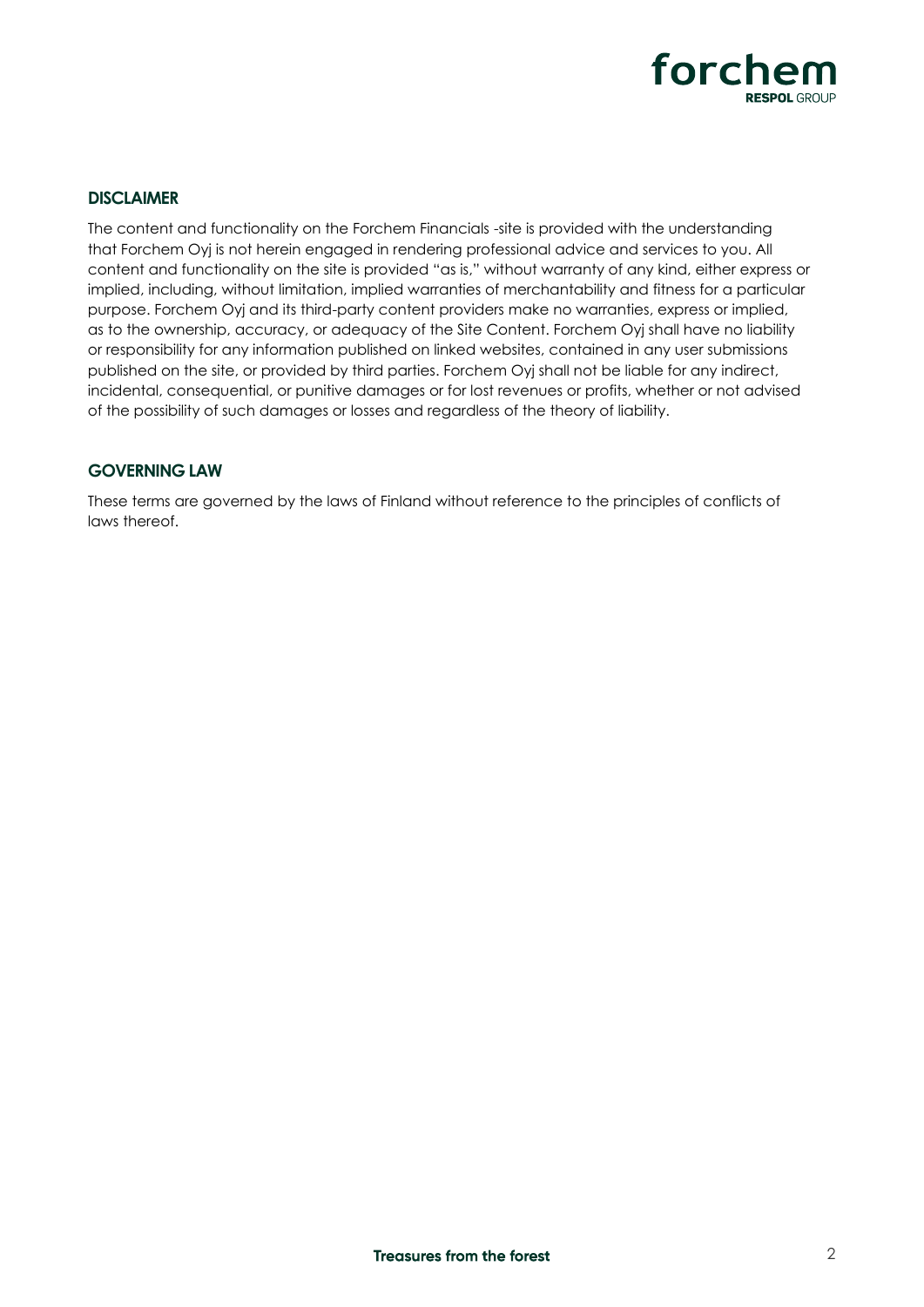## DISCLAIMER

The content and functionality on the Forchem Financials -site is provided with the understanding that Forchem Oyj is not herein engaged in rendering professional advice and services to you. All content and functionality on the site is provided "as is," without warranty of any kind, either express or implied, including, without limitation, implied warranties of merchantability and fitness for a particular purpose. Forchem Oyj and its third-party content providers make no warranties, express or implied, as to the ownership, accuracy, or adequacy of the Site Content. Forchem Oyj shall have no liability or responsibility for any information published on linked websites, contained in any user submissions published on the site, or provided by third parties. Forchem Oyj shall not be liable for any indirect, incidental, consequential, or punitive damages or for lost revenues or profits, whether or not advised of the possibility of such damages or losses and regardless of the theory of liability.

## GOVERNING LAW

These terms are governed by the laws of Finland without reference to the principles of conflicts of laws thereof.